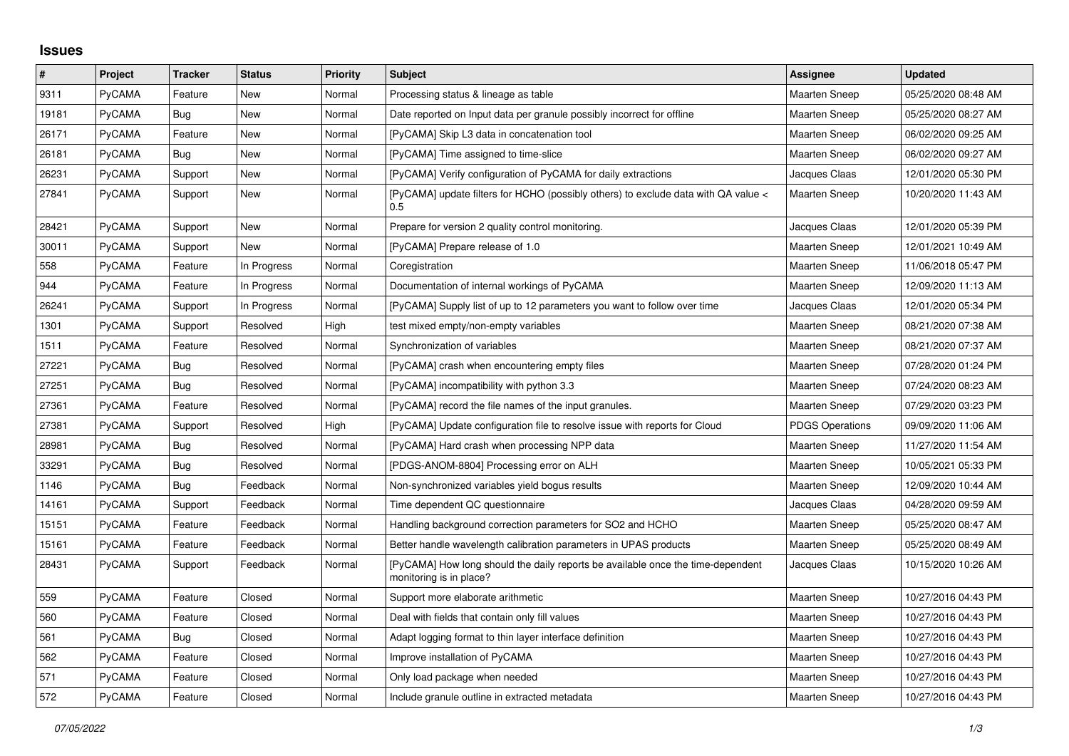# Issues

| # | Project | Tracker | Status | Priority | Subject | Assignee | Updated |
|---|---|---|---|---|---|---|---|
| 9311 | PyCAMA | Feature | New | Normal | Processing status & lineage as table | Maarten Sneep | 05/25/2020 08:48 AM |
| 19181 | PyCAMA | Bug | New | Normal | Date reported on Input data per granule possibly incorrect for offline | Maarten Sneep | 05/25/2020 08:27 AM |
| 26171 | PyCAMA | Feature | New | Normal | [PyCAMA] Skip L3 data in concatenation tool | Maarten Sneep | 06/02/2020 09:25 AM |
| 26181 | PyCAMA | Bug | New | Normal | [PyCAMA] Time assigned to time-slice | Maarten Sneep | 06/02/2020 09:27 AM |
| 26231 | PyCAMA | Support | New | Normal | [PyCAMA] Verify configuration of PyCAMA for daily extractions | Jacques Claas | 12/01/2020 05:30 PM |
| 27841 | PyCAMA | Support | New | Normal | [PyCAMA] update filters for HCHO (possibly others) to exclude data with QA value < 0.5 | Maarten Sneep | 10/20/2020 11:43 AM |
| 28421 | PyCAMA | Support | New | Normal | Prepare for version 2 quality control monitoring. | Jacques Claas | 12/01/2020 05:39 PM |
| 30011 | PyCAMA | Support | New | Normal | [PyCAMA] Prepare release of 1.0 | Maarten Sneep | 12/01/2021 10:49 AM |
| 558 | PyCAMA | Feature | In Progress | Normal | Coregistration | Maarten Sneep | 11/06/2018 05:47 PM |
| 944 | PyCAMA | Feature | In Progress | Normal | Documentation of internal workings of PyCAMA | Maarten Sneep | 12/09/2020 11:13 AM |
| 26241 | PyCAMA | Support | In Progress | Normal | [PyCAMA] Supply list of up to 12 parameters you want to follow over time | Jacques Claas | 12/01/2020 05:34 PM |
| 1301 | PyCAMA | Support | Resolved | High | test mixed empty/non-empty variables | Maarten Sneep | 08/21/2020 07:38 AM |
| 1511 | PyCAMA | Feature | Resolved | Normal | Synchronization of variables | Maarten Sneep | 08/21/2020 07:37 AM |
| 27221 | PyCAMA | Bug | Resolved | Normal | [PyCAMA] crash when encountering empty files | Maarten Sneep | 07/28/2020 01:24 PM |
| 27251 | PyCAMA | Bug | Resolved | Normal | [PyCAMA] incompatibility with python 3.3 | Maarten Sneep | 07/24/2020 08:23 AM |
| 27361 | PyCAMA | Feature | Resolved | Normal | [PyCAMA] record the file names of the input granules. | Maarten Sneep | 07/29/2020 03:23 PM |
| 27381 | PyCAMA | Support | Resolved | High | [PyCAMA] Update configuration file to resolve issue with reports for Cloud | PDGS Operations | 09/09/2020 11:06 AM |
| 28981 | PyCAMA | Bug | Resolved | Normal | [PyCAMA] Hard crash when processing NPP data | Maarten Sneep | 11/27/2020 11:54 AM |
| 33291 | PyCAMA | Bug | Resolved | Normal | [PDGS-ANOM-8804] Processing error on ALH | Maarten Sneep | 10/05/2021 05:33 PM |
| 1146 | PyCAMA | Bug | Feedback | Normal | Non-synchronized variables yield bogus results | Maarten Sneep | 12/09/2020 10:44 AM |
| 14161 | PyCAMA | Support | Feedback | Normal | Time dependent QC questionnaire | Jacques Claas | 04/28/2020 09:59 AM |
| 15151 | PyCAMA | Feature | Feedback | Normal | Handling background correction parameters for SO2 and HCHO | Maarten Sneep | 05/25/2020 08:47 AM |
| 15161 | PyCAMA | Feature | Feedback | Normal | Better handle wavelength calibration parameters in UPAS products | Maarten Sneep | 05/25/2020 08:49 AM |
| 28431 | PyCAMA | Support | Feedback | Normal | [PyCAMA] How long should the daily reports be available once the time-dependent monitoring is in place? | Jacques Claas | 10/15/2020 10:26 AM |
| 559 | PyCAMA | Feature | Closed | Normal | Support more elaborate arithmetic | Maarten Sneep | 10/27/2016 04:43 PM |
| 560 | PyCAMA | Feature | Closed | Normal | Deal with fields that contain only fill values | Maarten Sneep | 10/27/2016 04:43 PM |
| 561 | PyCAMA | Bug | Closed | Normal | Adapt logging format to thin layer interface definition | Maarten Sneep | 10/27/2016 04:43 PM |
| 562 | PyCAMA | Feature | Closed | Normal | Improve installation of PyCAMA | Maarten Sneep | 10/27/2016 04:43 PM |
| 571 | PyCAMA | Feature | Closed | Normal | Only load package when needed | Maarten Sneep | 10/27/2016 04:43 PM |
| 572 | PyCAMA | Feature | Closed | Normal | Include granule outline in extracted metadata | Maarten Sneep | 10/27/2016 04:43 PM |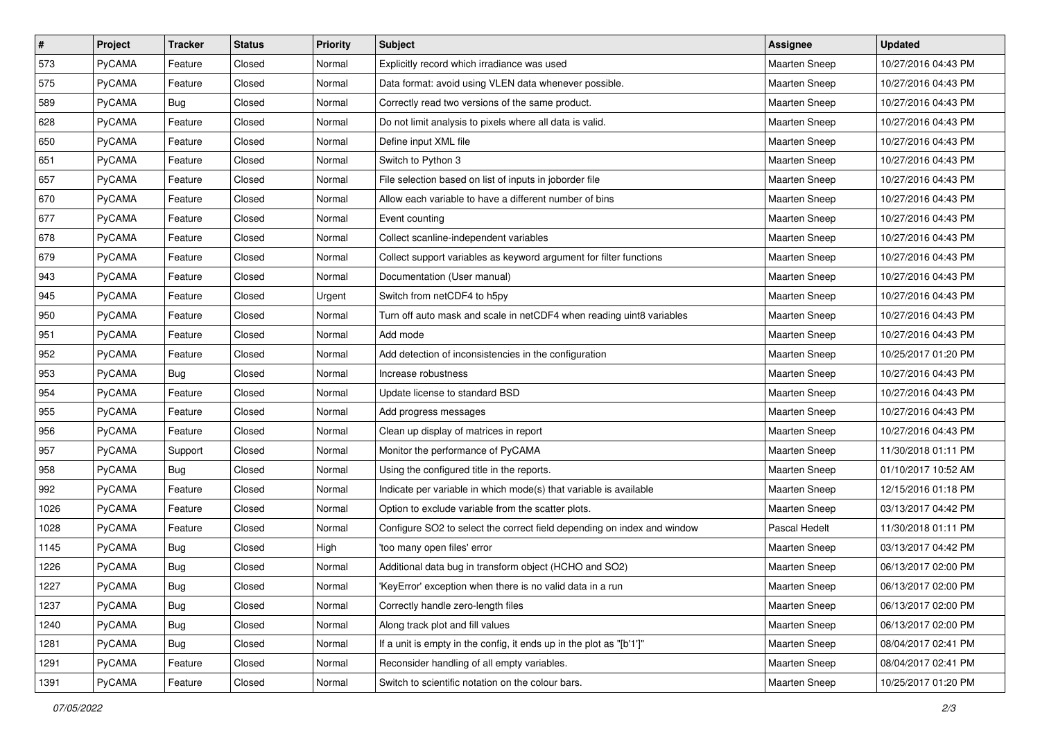| # | Project | Tracker | Status | Priority | Subject | Assignee | Updated |
|---|---|---|---|---|---|---|---|
| 573 | PyCAMA | Feature | Closed | Normal | Explicitly record which irradiance was used | Maarten Sneep | 10/27/2016 04:43 PM |
| 575 | PyCAMA | Feature | Closed | Normal | Data format: avoid using VLEN data whenever possible. | Maarten Sneep | 10/27/2016 04:43 PM |
| 589 | PyCAMA | Bug | Closed | Normal | Correctly read two versions of the same product. | Maarten Sneep | 10/27/2016 04:43 PM |
| 628 | PyCAMA | Feature | Closed | Normal | Do not limit analysis to pixels where all data is valid. | Maarten Sneep | 10/27/2016 04:43 PM |
| 650 | PyCAMA | Feature | Closed | Normal | Define input XML file | Maarten Sneep | 10/27/2016 04:43 PM |
| 651 | PyCAMA | Feature | Closed | Normal | Switch to Python 3 | Maarten Sneep | 10/27/2016 04:43 PM |
| 657 | PyCAMA | Feature | Closed | Normal | File selection based on list of inputs in joborder file | Maarten Sneep | 10/27/2016 04:43 PM |
| 670 | PyCAMA | Feature | Closed | Normal | Allow each variable to have a different number of bins | Maarten Sneep | 10/27/2016 04:43 PM |
| 677 | PyCAMA | Feature | Closed | Normal | Event counting | Maarten Sneep | 10/27/2016 04:43 PM |
| 678 | PyCAMA | Feature | Closed | Normal | Collect scanline-independent variables | Maarten Sneep | 10/27/2016 04:43 PM |
| 679 | PyCAMA | Feature | Closed | Normal | Collect support variables as keyword argument for filter functions | Maarten Sneep | 10/27/2016 04:43 PM |
| 943 | PyCAMA | Feature | Closed | Normal | Documentation (User manual) | Maarten Sneep | 10/27/2016 04:43 PM |
| 945 | PyCAMA | Feature | Closed | Urgent | Switch from netCDF4 to h5py | Maarten Sneep | 10/27/2016 04:43 PM |
| 950 | PyCAMA | Feature | Closed | Normal | Turn off auto mask and scale in netCDF4 when reading uint8 variables | Maarten Sneep | 10/27/2016 04:43 PM |
| 951 | PyCAMA | Feature | Closed | Normal | Add mode | Maarten Sneep | 10/27/2016 04:43 PM |
| 952 | PyCAMA | Feature | Closed | Normal | Add detection of inconsistencies in the configuration | Maarten Sneep | 10/25/2017 01:20 PM |
| 953 | PyCAMA | Bug | Closed | Normal | Increase robustness | Maarten Sneep | 10/27/2016 04:43 PM |
| 954 | PyCAMA | Feature | Closed | Normal | Update license to standard BSD | Maarten Sneep | 10/27/2016 04:43 PM |
| 955 | PyCAMA | Feature | Closed | Normal | Add progress messages | Maarten Sneep | 10/27/2016 04:43 PM |
| 956 | PyCAMA | Feature | Closed | Normal | Clean up display of matrices in report | Maarten Sneep | 10/27/2016 04:43 PM |
| 957 | PyCAMA | Support | Closed | Normal | Monitor the performance of PyCAMA | Maarten Sneep | 11/30/2018 01:11 PM |
| 958 | PyCAMA | Bug | Closed | Normal | Using the configured title in the reports. | Maarten Sneep | 01/10/2017 10:52 AM |
| 992 | PyCAMA | Feature | Closed | Normal | Indicate per variable in which mode(s) that variable is available | Maarten Sneep | 12/15/2016 01:18 PM |
| 1026 | PyCAMA | Feature | Closed | Normal | Option to exclude variable from the scatter plots. | Maarten Sneep | 03/13/2017 04:42 PM |
| 1028 | PyCAMA | Feature | Closed | Normal | Configure SO2 to select the correct field depending on index and window | Pascal Hedelt | 11/30/2018 01:11 PM |
| 1145 | PyCAMA | Bug | Closed | High | 'too many open files' error | Maarten Sneep | 03/13/2017 04:42 PM |
| 1226 | PyCAMA | Bug | Closed | Normal | Additional data bug in transform object (HCHO and SO2) | Maarten Sneep | 06/13/2017 02:00 PM |
| 1227 | PyCAMA | Bug | Closed | Normal | 'KeyError' exception when there is no valid data in a run | Maarten Sneep | 06/13/2017 02:00 PM |
| 1237 | PyCAMA | Bug | Closed | Normal | Correctly handle zero-length files | Maarten Sneep | 06/13/2017 02:00 PM |
| 1240 | PyCAMA | Bug | Closed | Normal | Along track plot and fill values | Maarten Sneep | 06/13/2017 02:00 PM |
| 1281 | PyCAMA | Bug | Closed | Normal | If a unit is empty in the config, it ends up in the plot as "[b'1']" | Maarten Sneep | 08/04/2017 02:41 PM |
| 1291 | PyCAMA | Feature | Closed | Normal | Reconsider handling of all empty variables. | Maarten Sneep | 08/04/2017 02:41 PM |
| 1391 | PyCAMA | Feature | Closed | Normal | Switch to scientific notation on the colour bars. | Maarten Sneep | 10/25/2017 01:20 PM |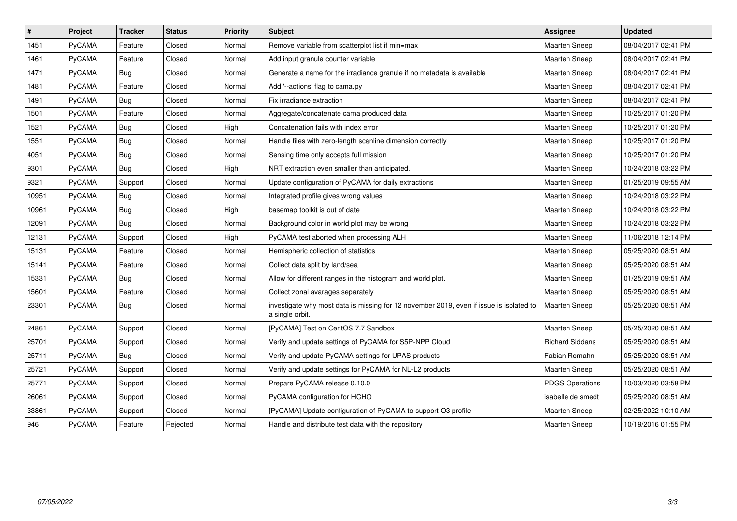| # | Project | Tracker | Status | Priority | Subject | Assignee | Updated |
|---|---|---|---|---|---|---|---|
| 1451 | PyCAMA | Feature | Closed | Normal | Remove variable from scatterplot list if min=max | Maarten Sneep | 08/04/2017 02:41 PM |
| 1461 | PyCAMA | Feature | Closed | Normal | Add input granule counter variable | Maarten Sneep | 08/04/2017 02:41 PM |
| 1471 | PyCAMA | Bug | Closed | Normal | Generate a name for the irradiance granule if no metadata is available | Maarten Sneep | 08/04/2017 02:41 PM |
| 1481 | PyCAMA | Feature | Closed | Normal | Add '--actions' flag to cama.py | Maarten Sneep | 08/04/2017 02:41 PM |
| 1491 | PyCAMA | Bug | Closed | Normal | Fix irradiance extraction | Maarten Sneep | 08/04/2017 02:41 PM |
| 1501 | PyCAMA | Feature | Closed | Normal | Aggregate/concatenate cama produced data | Maarten Sneep | 10/25/2017 01:20 PM |
| 1521 | PyCAMA | Bug | Closed | High | Concatenation fails with index error | Maarten Sneep | 10/25/2017 01:20 PM |
| 1551 | PyCAMA | Bug | Closed | Normal | Handle files with zero-length scanline dimension correctly | Maarten Sneep | 10/25/2017 01:20 PM |
| 4051 | PyCAMA | Bug | Closed | Normal | Sensing time only accepts full mission | Maarten Sneep | 10/25/2017 01:20 PM |
| 9301 | PyCAMA | Bug | Closed | High | NRT extraction even smaller than anticipated. | Maarten Sneep | 10/24/2018 03:22 PM |
| 9321 | PyCAMA | Support | Closed | Normal | Update configuration of PyCAMA for daily extractions | Maarten Sneep | 01/25/2019 09:55 AM |
| 10951 | PyCAMA | Bug | Closed | Normal | Integrated profile gives wrong values | Maarten Sneep | 10/24/2018 03:22 PM |
| 10961 | PyCAMA | Bug | Closed | High | basemap toolkit is out of date | Maarten Sneep | 10/24/2018 03:22 PM |
| 12091 | PyCAMA | Bug | Closed | Normal | Background color in world plot may be wrong | Maarten Sneep | 10/24/2018 03:22 PM |
| 12131 | PyCAMA | Support | Closed | High | PyCAMA test aborted when processing ALH | Maarten Sneep | 11/06/2018 12:14 PM |
| 15131 | PyCAMA | Feature | Closed | Normal | Hemispheric collection of statistics | Maarten Sneep | 05/25/2020 08:51 AM |
| 15141 | PyCAMA | Feature | Closed | Normal | Collect data split by land/sea | Maarten Sneep | 05/25/2020 08:51 AM |
| 15331 | PyCAMA | Bug | Closed | Normal | Allow for different ranges in the histogram and world plot. | Maarten Sneep | 01/25/2019 09:51 AM |
| 15601 | PyCAMA | Feature | Closed | Normal | Collect zonal avarages separately | Maarten Sneep | 05/25/2020 08:51 AM |
| 23301 | PyCAMA | Bug | Closed | Normal | investigate why most data is missing for 12 november 2019, even if issue is isolated to a single orbit. | Maarten Sneep | 05/25/2020 08:51 AM |
| 24861 | PyCAMA | Support | Closed | Normal | [PyCAMA] Test on CentOS 7.7 Sandbox | Maarten Sneep | 05/25/2020 08:51 AM |
| 25701 | PyCAMA | Support | Closed | Normal | Verify and update settings of PyCAMA for S5P-NPP Cloud | Richard Siddans | 05/25/2020 08:51 AM |
| 25711 | PyCAMA | Bug | Closed | Normal | Verify and update PyCAMA settings for UPAS products | Fabian Romahn | 05/25/2020 08:51 AM |
| 25721 | PyCAMA | Support | Closed | Normal | Verify and update settings for PyCAMA for NL-L2 products | Maarten Sneep | 05/25/2020 08:51 AM |
| 25771 | PyCAMA | Support | Closed | Normal | Prepare PyCAMA release 0.10.0 | PDGS Operations | 10/03/2020 03:58 PM |
| 26061 | PyCAMA | Support | Closed | Normal | PyCAMA configuration for HCHO | isabelle de smedt | 05/25/2020 08:51 AM |
| 33861 | PyCAMA | Support | Closed | Normal | [PyCAMA] Update configuration of PyCAMA to support O3 profile | Maarten Sneep | 02/25/2022 10:10 AM |
| 946 | PyCAMA | Feature | Rejected | Normal | Handle and distribute test data with the repository | Maarten Sneep | 10/19/2016 01:55 PM |